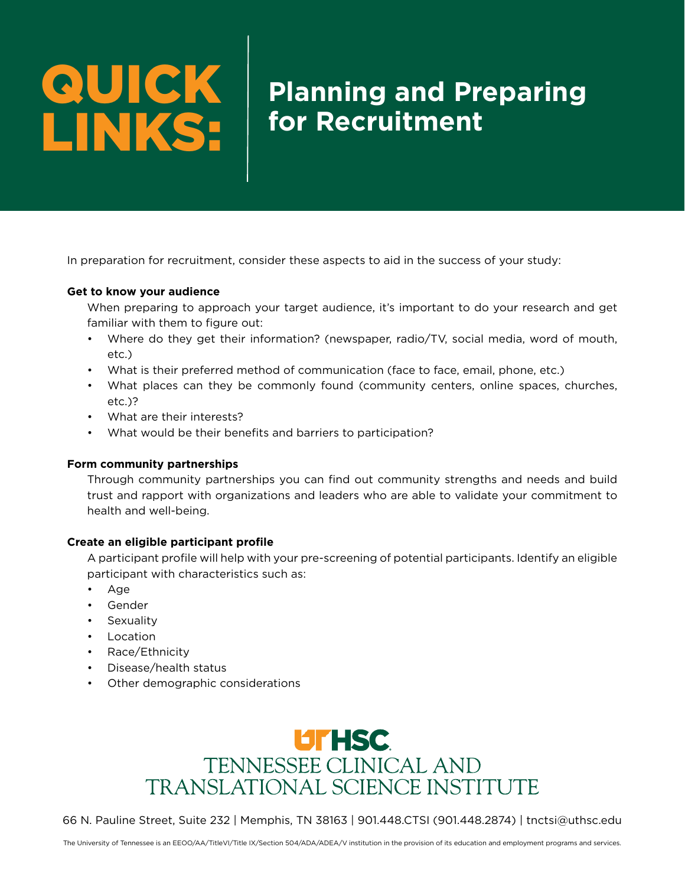# QUICK LINKS: Planning and Preparing for Recruitment

In preparation for recruitment, consider these aspects to aid in the success of your study:

**Get to know your audience**

When preparing to approach your target audience, it's important to do your research and get familiar with them to figure out:

- Where do they get their information? (newspaper, radio/TV, social media, word of mouth, etc.)
- What is their preferred method of communication (face to face, email, phone, etc.)
- What places can they be commonly found (community centers, online spaces, churches, etc.)?
- What are their interests?
- What would be their benefits and barriers to participation?

**Form community partnerships**

Through community partnerships you can find out community strengths and needs and build trust and rapport with organizations and leaders who are able to validate your commitment to health and well-being.

**Create an eligible participant profile**

A participant profile will help with your pre-screening of potential participants. Identify an eligible participant with characteristics such as:

- Age
- Gender
- Sexuality
- Location
- Race/Ethnicity
- Disease/health status
- Other demographic considerations

UTHSC
TENNESSEE CLINICAL AND TRANSLATIONAL SCIENCE INSTITUTE

66 N. Pauline Street, Suite 232 | Memphis, TN 38163 | 901.448.CTSI (901.448.2874) | tnctsi@uthsc.edu

The University of Tennessee is an EEOO/AA/TitleVI/Title IX/Section 504/ADA/ADEA/V institution in the provision of its education and employment programs and services.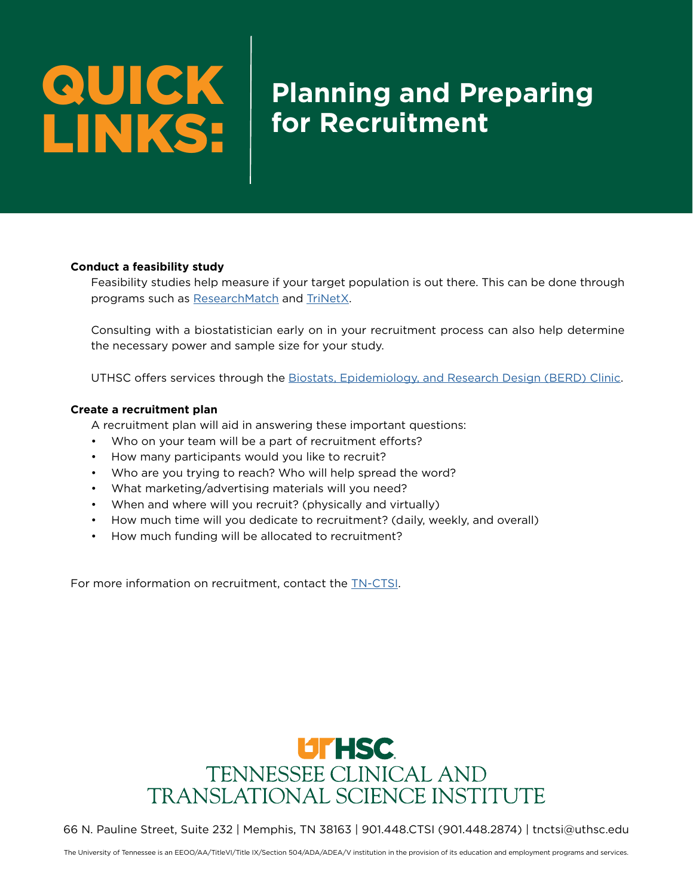# QUICK LINKS: Planning and Preparing for Recruitment

**Conduct a feasibility study**

Feasibility studies help measure if your target population is out there. This can be done through programs such as [ResearchMatch](#) and [TriNetX](#).

Consulting with a biostatistician early on in your recruitment process can also help determine the necessary power and sample size for your study.

UTHSC offers services through the [Biostats, Epidemiology, and Research Design (BERD) Clinic](#).

**Create a recruitment plan**

A recruitment plan will aid in answering these important questions:

- Who on your team will be a part of recruitment efforts?
- How many participants would you like to recruit?
- Who are you trying to reach? Who will help spread the word?
- What marketing/advertising materials will you need?
- When and where will you recruit? (physically and virtually)
- How much time will you dedicate to recruitment? (daily, weekly, and overall)
- How much funding will be allocated to recruitment?

For more information on recruitment, contact the [TN-CTSI](#).

UTHSC
TENNESSEE CLINICAL AND TRANSLATIONAL SCIENCE INSTITUTE

66 N. Pauline Street, Suite 232 | Memphis, TN 38163 | 901.448.CTSI (901.448.2874) | tnctsi@uthsc.edu

The University of Tennessee is an EEOO/AA/TitleVI/Title IX/Section 504/ADA/ADEA/V institution in the provision of its education and employment programs and services.